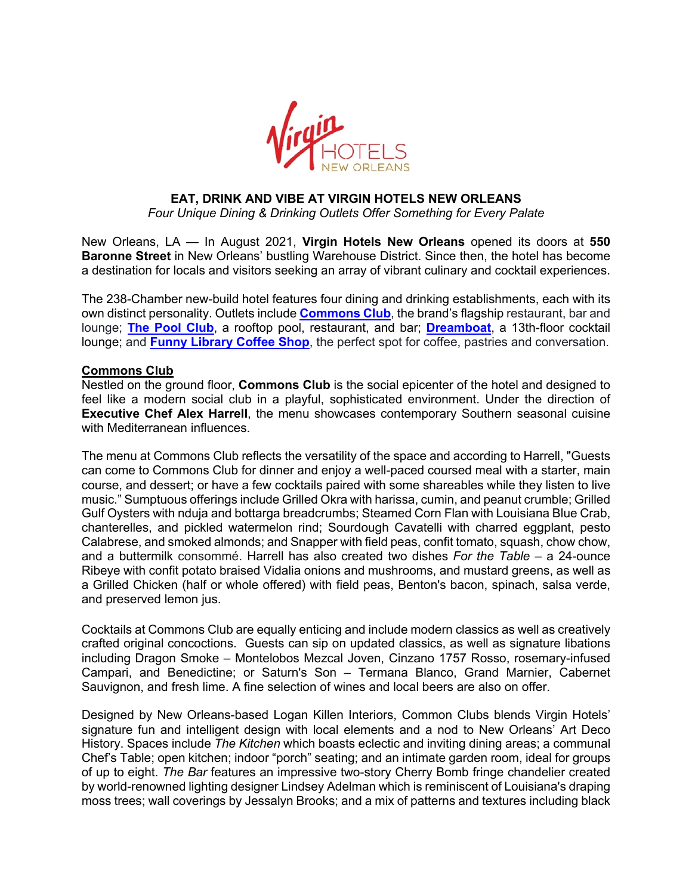# EAT, DRINK AND VIBE AT VIRGIN HOTELS NEW ORLEANS

*Four Unique Dining & Drinking Outlets Offer Something for Every Palate*

New Orleans, LA — In August 2021, **Virgin Hotels New Orleans** opened its doors at **550 Baronne Street** in New Orleans' bustling Warehouse District. Since then, the hotel has become a destination for locals and visitors seeking an array of vibrant culinary and cocktail experiences.

The 238-Chamber new-build hotel features four dining and drinking establishments, each with its own distinct personality. Outlets include **Commons Club**, the brand's flagship restaurant, bar and lounge; **The Pool Club**, a rooftop pool, restaurant, and bar; **Dreamboat**, a 13th-floor cocktail lounge; and **Funny Library Coffee Shop**, the perfect spot for coffee, pastries and conversation.

## Commons Club

Nestled on the ground floor, **Commons Club** is the social epicenter of the hotel and designed to feel like a modern social club in a playful, sophisticated environment. Under the direction of **Executive Chef Alex Harrell**, the menu showcases contemporary Southern seasonal cuisine with Mediterranean influences.

The menu at Commons Club reflects the versatility of the space and according to Harrell, "Guests can come to Commons Club for dinner and enjoy a well-paced coursed meal with a starter, main course, and dessert; or have a few cocktails paired with some shareables while they listen to live music." Sumptuous offerings include Grilled Okra with harissa, cumin, and peanut crumble; Grilled Gulf Oysters with nduja and bottarga breadcrumbs; Steamed Corn Flan with Louisiana Blue Crab, chanterelles, and pickled watermelon rind; Sourdough Cavatelli with charred eggplant, pesto Calabrese, and smoked almonds; and Snapper with field peas, confit tomato, squash, chow chow, and a buttermilk consommé. Harrell has also created two dishes *For the Table* – a 24-ounce Ribeye with confit potato braised Vidalia onions and mushrooms, and mustard greens, as well as a Grilled Chicken (half or whole offered) with field peas, Benton's bacon, spinach, salsa verde, and preserved lemon jus.

Cocktails at Commons Club are equally enticing and include modern classics as well as creatively crafted original concoctions. Guests can sip on updated classics, as well as signature libations including Dragon Smoke – Montelobos Mezcal Joven, Cinzano 1757 Rosso, rosemary-infused Campari, and Benedictine; or Saturn's Son – Termana Blanco, Grand Marnier, Cabernet Sauvignon, and fresh lime. A fine selection of wines and local beers are also on offer.

Designed by New Orleans-based Logan Killen Interiors, Common Clubs blends Virgin Hotels' signature fun and intelligent design with local elements and a nod to New Orleans' Art Deco History. Spaces include *The Kitchen* which boasts eclectic and inviting dining areas; a communal Chef's Table; open kitchen; indoor "porch" seating; and an intimate garden room, ideal for groups of up to eight. *The Bar* features an impressive two-story Cherry Bomb fringe chandelier created by world-renowned lighting designer Lindsey Adelman which is reminiscent of Louisiana's draping moss trees; wall coverings by Jessalyn Brooks; and a mix of patterns and textures including black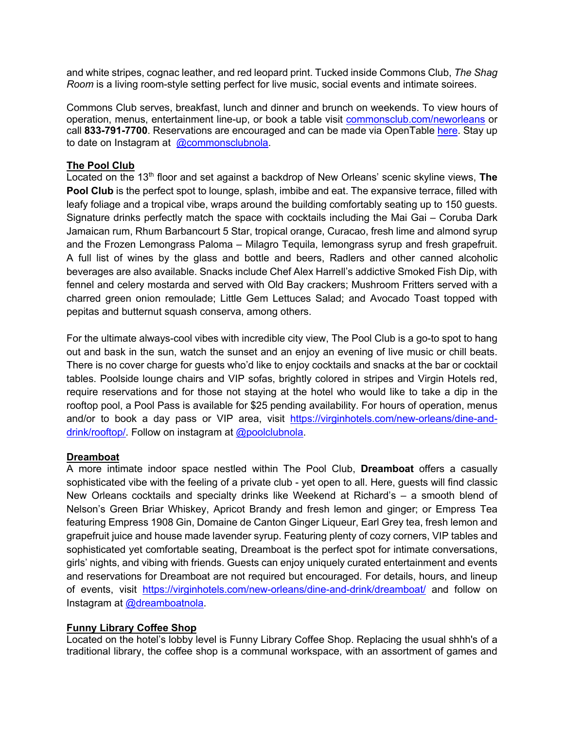and white stripes, cognac leather, and red leopard print. Tucked inside Commons Club, *The Shag Room* is a living room-style setting perfect for live music, social events and intimate soirees.

Commons Club serves, breakfast, lunch and dinner and brunch on weekends. To view hours of operation, menus, entertainment line-up, or book a table visit [commonsclub.com/neworleans](commonsclub.com/neworleans) or call **833-791-7700**. Reservations are encouraged and can be made via OpenTable [here](). Stay up to date on Instagram at [@commonsclubnola]().

**The Pool Club**

Located on the 13th floor and set against a backdrop of New Orleans' scenic skyline views, **The Pool Club** is the perfect spot to lounge, splash, imbibe and eat. The expansive terrace, filled with leafy foliage and a tropical vibe, wraps around the building comfortably seating up to 150 guests. Signature drinks perfectly match the space with cocktails including the Mai Gai – Coruba Dark Jamaican rum, Rhum Barbancourt 5 Star, tropical orange, Curacao, fresh lime and almond syrup and the Frozen Lemongrass Paloma – Milagro Tequila, lemongrass syrup and fresh grapefruit. A full list of wines by the glass and bottle and beers, Radlers and other canned alcoholic beverages are also available. Snacks include Chef Alex Harrell's addictive Smoked Fish Dip, with fennel and celery mostarda and served with Old Bay crackers; Mushroom Fritters served with a charred green onion remoulade; Little Gem Lettuces Salad; and Avocado Toast topped with pepitas and butternut squash conserva, among others.

For the ultimate always-cool vibes with incredible city view, The Pool Club is a go-to spot to hang out and bask in the sun, watch the sunset and an enjoy an evening of live music or chill beats. There is no cover charge for guests who'd like to enjoy cocktails and snacks at the bar or cocktail tables. Poolside lounge chairs and VIP sofas, brightly colored in stripes and Virgin Hotels red, require reservations and for those not staying at the hotel who would like to take a dip in the rooftop pool, a Pool Pass is available for $25 pending availability. For hours of operation, menus and/or to book a day pass or VIP area, visit [https://virginhotels.com/new-orleans/dine-and-drink/rooftop/](https://virginhotels.com/new-orleans/dine-and-drink/rooftop/). Follow on instagram at [@poolclubnola]().

**Dreamboat**

A more intimate indoor space nestled within The Pool Club, **Dreamboat** offers a casually sophisticated vibe with the feeling of a private club - yet open to all. Here, guests will find classic New Orleans cocktails and specialty drinks like Weekend at Richard's – a smooth blend of Nelson's Green Briar Whiskey, Apricot Brandy and fresh lemon and ginger; or Empress Tea featuring Empress 1908 Gin, Domaine de Canton Ginger Liqueur, Earl Grey tea, fresh lemon and grapefruit juice and house made lavender syrup. Featuring plenty of cozy corners, VIP tables and sophisticated yet comfortable seating, Dreamboat is the perfect spot for intimate conversations, girls' nights, and vibing with friends. Guests can enjoy uniquely curated entertainment and events and reservations for Dreamboat are not required but encouraged. For details, hours, and lineup of events, visit [https://virginhotels.com/new-orleans/dine-and-drink/dreamboat/](https://virginhotels.com/new-orleans/dine-and-drink/dreamboat/) and follow on Instagram at [@dreamboatnola]().

**Funny Library Coffee Shop**

Located on the hotel's lobby level is Funny Library Coffee Shop. Replacing the usual shhh's of a traditional library, the coffee shop is a communal workspace, with an assortment of games and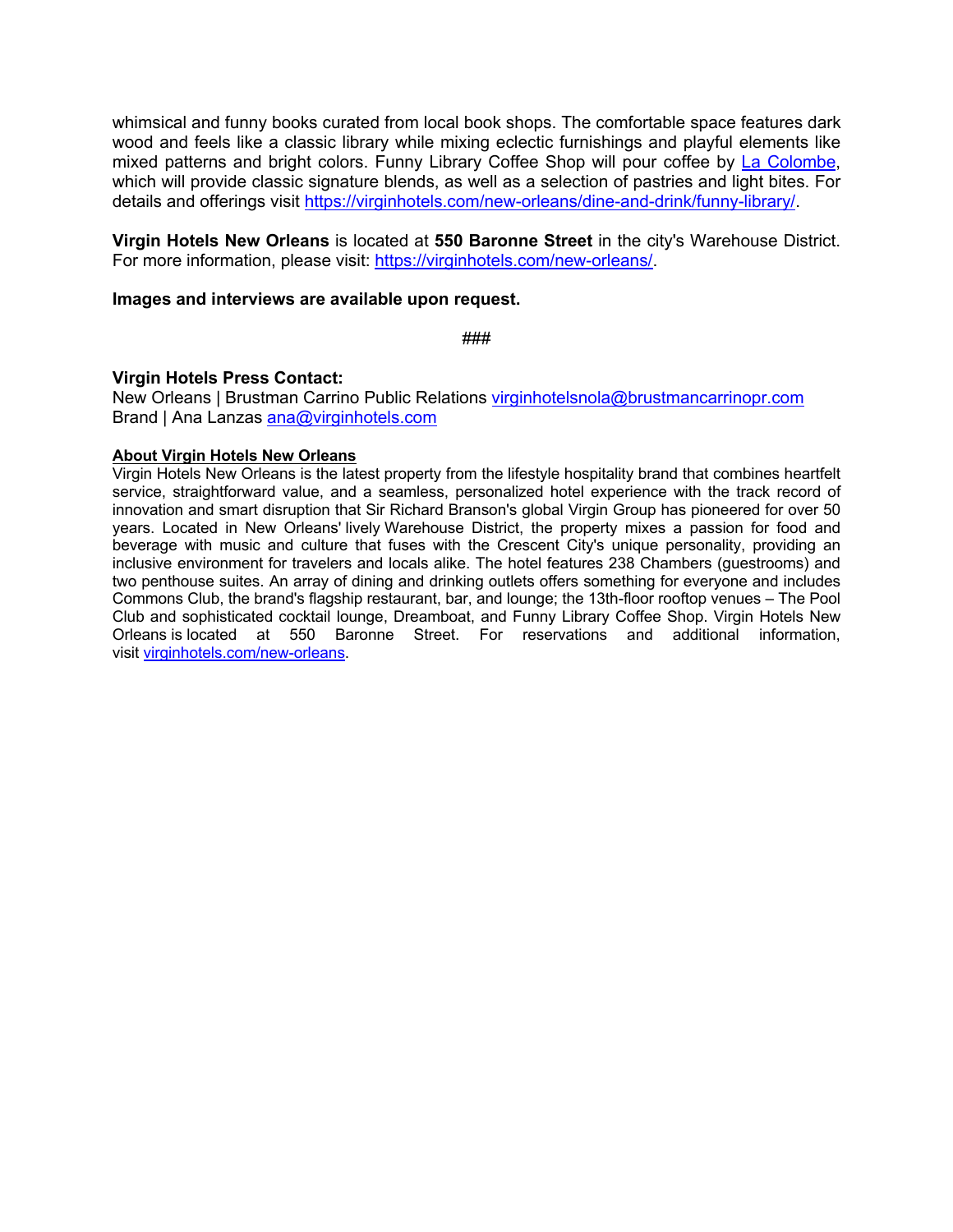whimsical and funny books curated from local book shops. The comfortable space features dark wood and feels like a classic library while mixing eclectic furnishings and playful elements like mixed patterns and bright colors. Funny Library Coffee Shop will pour coffee by [La Colombe](), which will provide classic signature blends, as well as a selection of pastries and light bites. For details and offerings visit [https://virginhotels.com/new-orleans/dine-and-drink/funny-library/](https://virginhotels.com/new-orleans/dine-and-drink/funny-library/).

**Virgin Hotels New Orleans** is located at **550 Baronne Street** in the city's Warehouse District. For more information, please visit: [https://virginhotels.com/new-orleans/](https://virginhotels.com/new-orleans/).

**Images and interviews are available upon request.**

###

**Virgin Hotels Press Contact:**
New Orleans | Brustman Carrino Public Relations [virginhotelsnola@brustmancarrinopr.com](mailto:virginhotelsnola@brustmancarrinopr.com)
Brand | Ana Lanzas [ana@virginhotels.com](mailto:ana@virginhotels.com)

**About Virgin Hotels New Orleans**

Virgin Hotels New Orleans is the latest property from the lifestyle hospitality brand that combines heartfelt service, straightforward value, and a seamless, personalized hotel experience with the track record of innovation and smart disruption that Sir Richard Branson's global Virgin Group has pioneered for over 50 years. Located in New Orleans' lively Warehouse District, the property mixes a passion for food and beverage with music and culture that fuses with the Crescent City's unique personality, providing an inclusive environment for travelers and locals alike. The hotel features 238 Chambers (guestrooms) and two penthouse suites. An array of dining and drinking outlets offers something for everyone and includes Commons Club, the brand's flagship restaurant, bar, and lounge; the 13th-floor rooftop venues – The Pool Club and sophisticated cocktail lounge, Dreamboat, and Funny Library Coffee Shop. Virgin Hotels New Orleans is located at 550 Baronne Street. For reservations and additional information, visit [virginhotels.com/new-orleans](https://virginhotels.com/new-orleans).